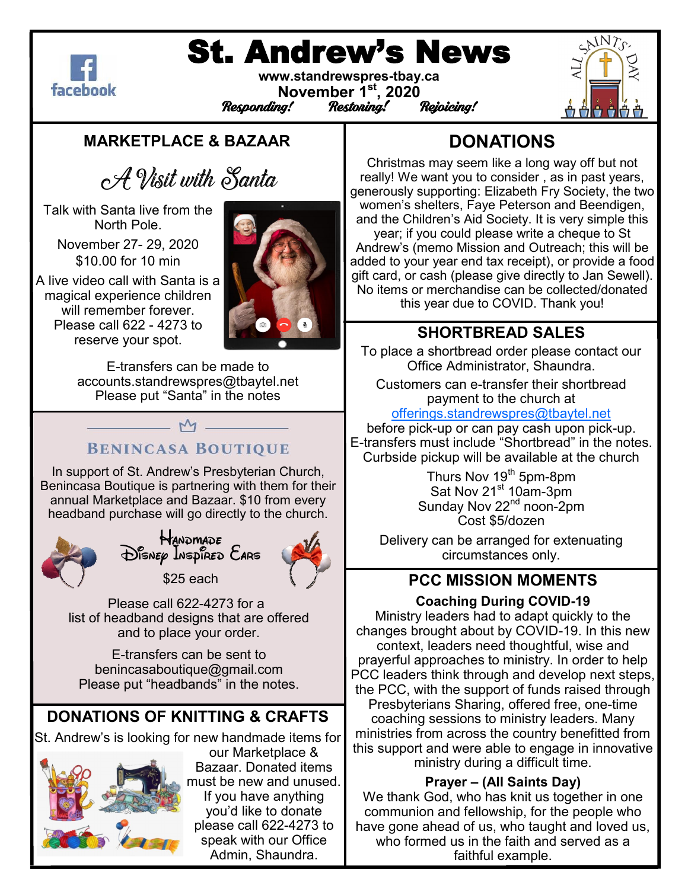# St. Andrew's News

www.standrewspres-tbay.ca
November 1st, 2020

*Responding! Restoring! Rejoicing!*

## MARKETPLACE & BAZAAR

### A Visit with Santa

Talk with Santa live from the North Pole.

November 27- 29, 2020
$10.00 for 10 min

A live video call with Santa is a magical experience children will remember forever. Please call 622 - 4273 to reserve your spot.

E-transfers can be made to accounts.standrewspres@tbaytel.net
Please put "Santa" in the notes

## BENINCASA BOUTIQUE

In support of St. Andrew's Presbyterian Church, Benincasa Boutique is partnering with them for their annual Marketplace and Bazaar. $10 from every headband purchase will go directly to the church.

**Handmade Disney Inspired Ears**

$25 each

Please call 622-4273 for a list of headband designs that are offered and to place your order.

E-transfers can be sent to benincasaboutique@gmail.com
Please put "headbands" in the notes.

## DONATIONS OF KNITTING & CRAFTS

St. Andrew's is looking for new handmade items for our Marketplace & Bazaar. Donated items must be new and unused. If you have anything you'd like to donate please call 622-4273 to speak with our Office Admin, Shaundra.

## DONATIONS

Christmas may seem like a long way off but not really! We want you to consider , as in past years, generously supporting: Elizabeth Fry Society, the two women's shelters, Faye Peterson and Beendigen, and the Children's Aid Society. It is very simple this year; if you could please write a cheque to St Andrew's (memo Mission and Outreach; this will be added to your year end tax receipt), or provide a food gift card, or cash (please give directly to Jan Sewell). No items or merchandise can be collected/donated this year due to COVID. Thank you!

## SHORTBREAD SALES

To place a shortbread order please contact our Office Administrator, Shaundra.

Customers can e-transfer their shortbread payment to the church at offerings.standrewspres@tbaytel.net before pick-up or can pay cash upon pick-up. E-transfers must include "Shortbread" in the notes. Curbside pickup will be available at the church

Thurs Nov 19th 5pm-8pm
Sat Nov 21st 10am-3pm
Sunday Nov 22nd noon-2pm
Cost $5/dozen

Delivery can be arranged for extenuating circumstances only.

## PCC MISSION MOMENTS

**Coaching During COVID-19**

Ministry leaders had to adapt quickly to the changes brought about by COVID-19. In this new context, leaders need thoughtful, wise and prayerful approaches to ministry. In order to help PCC leaders think through and develop next steps, the PCC, with the support of funds raised through Presbyterians Sharing, offered free, one-time coaching sessions to ministry leaders. Many ministries from across the country benefitted from this support and were able to engage in innovative ministry during a difficult time.

**Prayer – (All Saints Day)**

We thank God, who has knit us together in one communion and fellowship, for the people who have gone ahead of us, who taught and loved us, who formed us in the faith and served as a faithful example.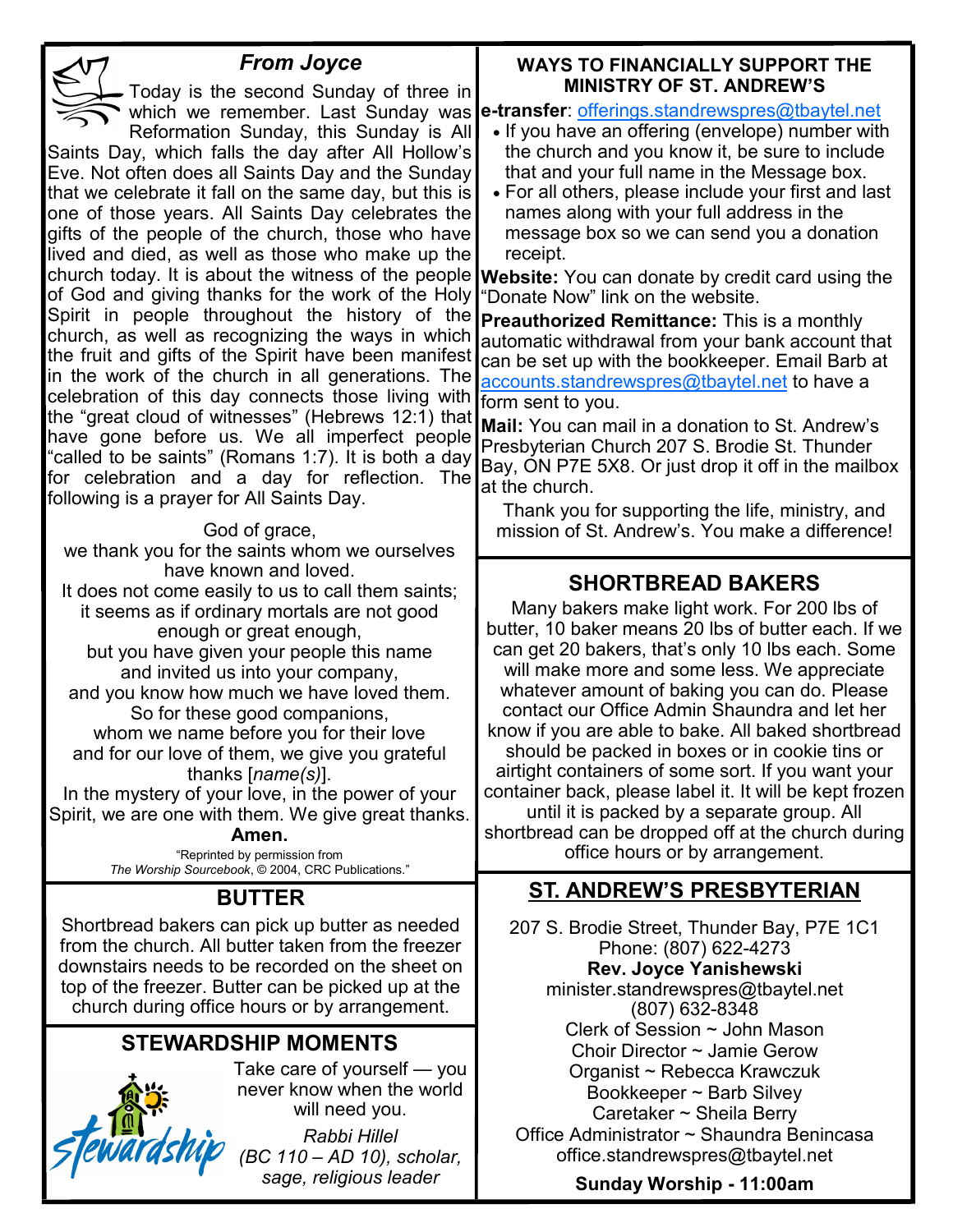## *From Joyce*

Today is the second Sunday of three in which we remember. Last Sunday was Reformation Sunday, this Sunday is All Saints Day, which falls the day after All Hollow's Eve. Not often does all Saints Day and the Sunday that we celebrate it fall on the same day, but this is one of those years. All Saints Day celebrates the gifts of the people of the church, those who have lived and died, as well as those who make up the church today. It is about the witness of the people of God and giving thanks for the work of the Holy Spirit in people throughout the history of the church, as well as recognizing the ways in which the fruit and gifts of the Spirit have been manifest in the work of the church in all generations. The celebration of this day connects those living with the "great cloud of witnesses" (Hebrews 12:1) that have gone before us. We all imperfect people "called to be saints" (Romans 1:7). It is both a day for celebration and a day for reflection. The following is a prayer for All Saints Day.

God of grace,
we thank you for the saints whom we ourselves have known and loved.
It does not come easily to us to call them saints;
it seems as if ordinary mortals are not good enough or great enough,
but you have given your people this name and invited us into your company,
and you know how much we have loved them.
So for these good companions,
whom we name before you for their love
and for our love of them, we give you grateful thanks [*name(s)*].
In the mystery of your love, in the power of your Spirit, we are one with them. We give great thanks.
**Amen.**

"Reprinted by permission from *The Worship Sourcebook*, © 2004, CRC Publications."

## BUTTER

Shortbread bakers can pick up butter as needed from the church. All butter taken from the freezer downstairs needs to be recorded on the sheet on top of the freezer. Butter can be picked up at the church during office hours or by arrangement.

## STEWARDSHIP MOMENTS

Take care of yourself — you never know when the world will need you.

*Rabbi Hillel*
*(BC 110 – AD 10), scholar, sage, religious leader*

## WAYS TO FINANCIALLY SUPPORT THE MINISTRY OF ST. ANDREW'S

**e-transfer**: offerings.standrewspres@tbaytel.net

- If you have an offering (envelope) number with the church and you know it, be sure to include that and your full name in the Message box.
- For all others, please include your first and last names along with your full address in the message box so we can send you a donation receipt.

**Website:** You can donate by credit card using the "Donate Now" link on the website.

**Preauthorized Remittance:** This is a monthly automatic withdrawal from your bank account that can be set up with the bookkeeper. Email Barb at accounts.standrewspres@tbaytel.net to have a form sent to you.

**Mail:** You can mail in a donation to St. Andrew's Presbyterian Church 207 S. Brodie St. Thunder Bay, ON P7E 5X8. Or just drop it off in the mailbox at the church.

Thank you for supporting the life, ministry, and mission of St. Andrew's. You make a difference!

## SHORTBREAD BAKERS

Many bakers make light work. For 200 lbs of butter, 10 baker means 20 lbs of butter each. If we can get 20 bakers, that's only 10 lbs each. Some will make more and some less. We appreciate whatever amount of baking you can do. Please contact our Office Admin Shaundra and let her know if you are able to bake. All baked shortbread should be packed in boxes or in cookie tins or airtight containers of some sort. If you want your container back, please label it. It will be kept frozen until it is packed by a separate group. All shortbread can be dropped off at the church during office hours or by arrangement.

## ST. ANDREW'S PRESBYTERIAN

207 S. Brodie Street, Thunder Bay, P7E 1C1
Phone: (807) 622-4273
**Rev. Joyce Yanishewski**
minister.standrewspres@tbaytel.net
(807) 632-8348
Clerk of Session ~ John Mason
Choir Director ~ Jamie Gerow
Organist ~ Rebecca Krawczuk
Bookkeeper ~ Barb Silvey
Caretaker ~ Sheila Berry
Office Administrator ~ Shaundra Benincasa
office.standrewspres@tbaytel.net

**Sunday Worship - 11:00am**